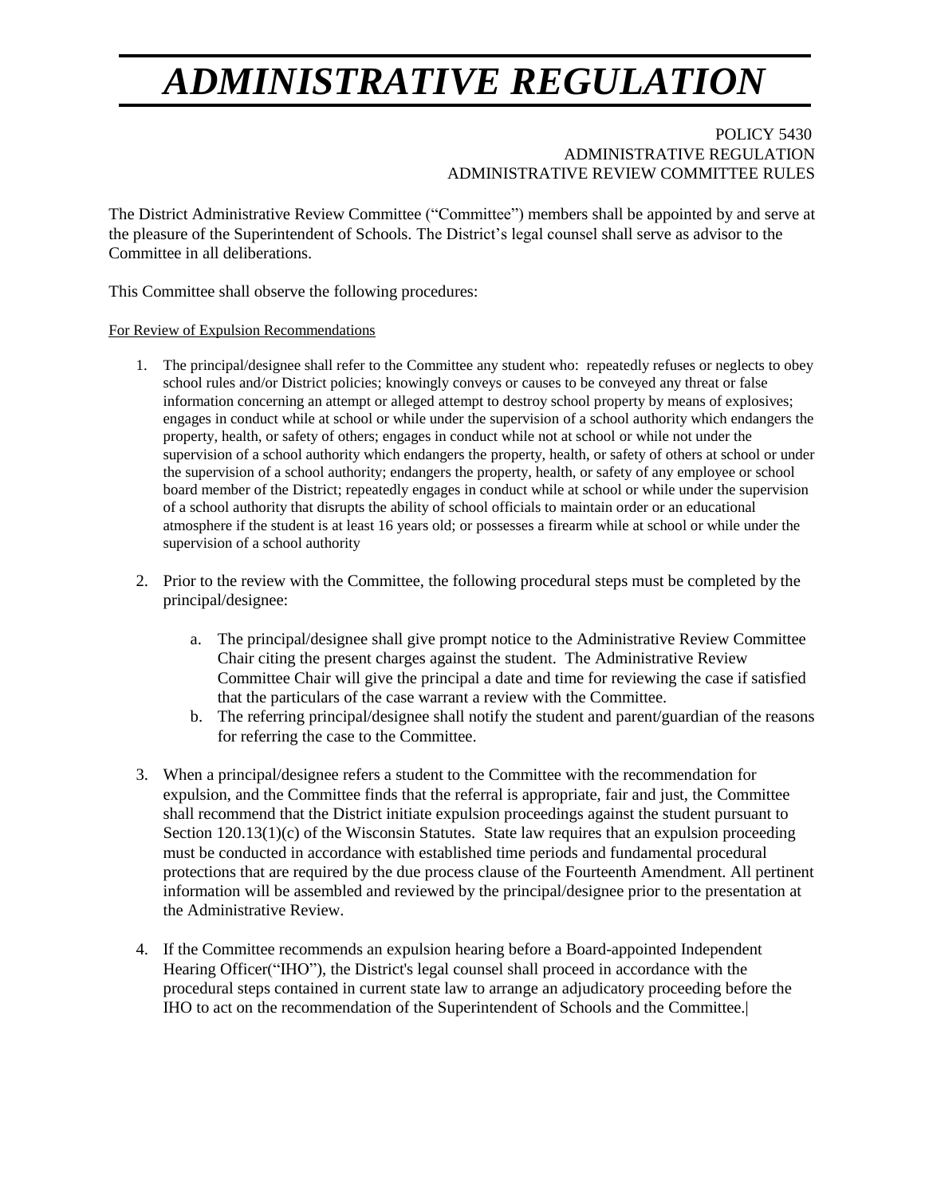# *ADMINISTRATIVE REGULATION*

POLICY 5430
ADMINISTRATIVE REGULATION
ADMINISTRATIVE REVIEW COMMITTEE RULES

The District Administrative Review Committee ("Committee") members shall be appointed by and serve at the pleasure of the Superintendent of Schools. The District's legal counsel shall serve as advisor to the Committee in all deliberations.

This Committee shall observe the following procedures:

For Review of Expulsion Recommendations

1. The principal/designee shall refer to the Committee any student who: repeatedly refuses or neglects to obey school rules and/or District policies; knowingly conveys or causes to be conveyed any threat or false information concerning an attempt or alleged attempt to destroy school property by means of explosives; engages in conduct while at school or while under the supervision of a school authority which endangers the property, health, or safety of others; engages in conduct while not at school or while not under the supervision of a school authority which endangers the property, health, or safety of others at school or under the supervision of a school authority; endangers the property, health, or safety of any employee or school board member of the District; repeatedly engages in conduct while at school or while under the supervision of a school authority that disrupts the ability of school officials to maintain order or an educational atmosphere if the student is at least 16 years old; or possesses a firearm while at school or while under the supervision of a school authority

2. Prior to the review with the Committee, the following procedural steps must be completed by the principal/designee:

    a. The principal/designee shall give prompt notice to the Administrative Review Committee Chair citing the present charges against the student. The Administrative Review Committee Chair will give the principal a date and time for reviewing the case if satisfied that the particulars of the case warrant a review with the Committee.
    b. The referring principal/designee shall notify the student and parent/guardian of the reasons for referring the case to the Committee.

3. When a principal/designee refers a student to the Committee with the recommendation for expulsion, and the Committee finds that the referral is appropriate, fair and just, the Committee shall recommend that the District initiate expulsion proceedings against the student pursuant to Section 120.13(1)(c) of the Wisconsin Statutes. State law requires that an expulsion proceeding must be conducted in accordance with established time periods and fundamental procedural protections that are required by the due process clause of the Fourteenth Amendment. All pertinent information will be assembled and reviewed by the principal/designee prior to the presentation at the Administrative Review.

4. If the Committee recommends an expulsion hearing before a Board-appointed Independent Hearing Officer("IHO"), the District's legal counsel shall proceed in accordance with the procedural steps contained in current state law to arrange an adjudicatory proceeding before the IHO to act on the recommendation of the Superintendent of Schools and the Committee.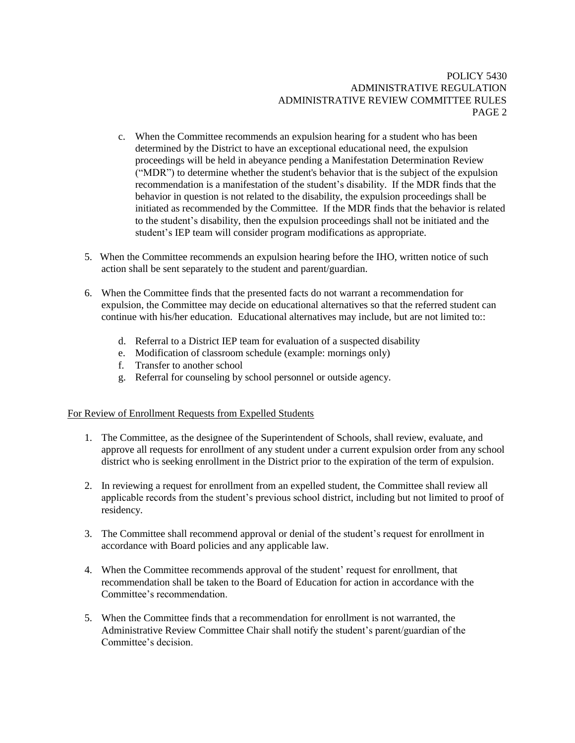c. When the Committee recommends an expulsion hearing for a student who has been determined by the District to have an exceptional educational need, the expulsion proceedings will be held in abeyance pending a Manifestation Determination Review ("MDR") to determine whether the student's behavior that is the subject of the expulsion recommendation is a manifestation of the student's disability. If the MDR finds that the behavior in question is not related to the disability, the expulsion proceedings shall be initiated as recommended by the Committee. If the MDR finds that the behavior is related to the student's disability, then the expulsion proceedings shall not be initiated and the student's IEP team will consider program modifications as appropriate.

5. When the Committee recommends an expulsion hearing before the IHO, written notice of such action shall be sent separately to the student and parent/guardian.

6. When the Committee finds that the presented facts do not warrant a recommendation for expulsion, the Committee may decide on educational alternatives so that the referred student can continue with his/her education. Educational alternatives may include, but are not limited to::

   d. Referral to a District IEP team for evaluation of a suspected disability
   e. Modification of classroom schedule (example: mornings only)
   f. Transfer to another school
   g. Referral for counseling by school personnel or outside agency.

<u>For Review of Enrollment Requests from Expelled Students</u>

1. The Committee, as the designee of the Superintendent of Schools, shall review, evaluate, and approve all requests for enrollment of any student under a current expulsion order from any school district who is seeking enrollment in the District prior to the expiration of the term of expulsion.

2. In reviewing a request for enrollment from an expelled student, the Committee shall review all applicable records from the student's previous school district, including but not limited to proof of residency.

3. The Committee shall recommend approval or denial of the student's request for enrollment in accordance with Board policies and any applicable law.

4. When the Committee recommends approval of the student' request for enrollment, that recommendation shall be taken to the Board of Education for action in accordance with the Committee's recommendation.

5. When the Committee finds that a recommendation for enrollment is not warranted, the Administrative Review Committee Chair shall notify the student's parent/guardian of the Committee's decision.